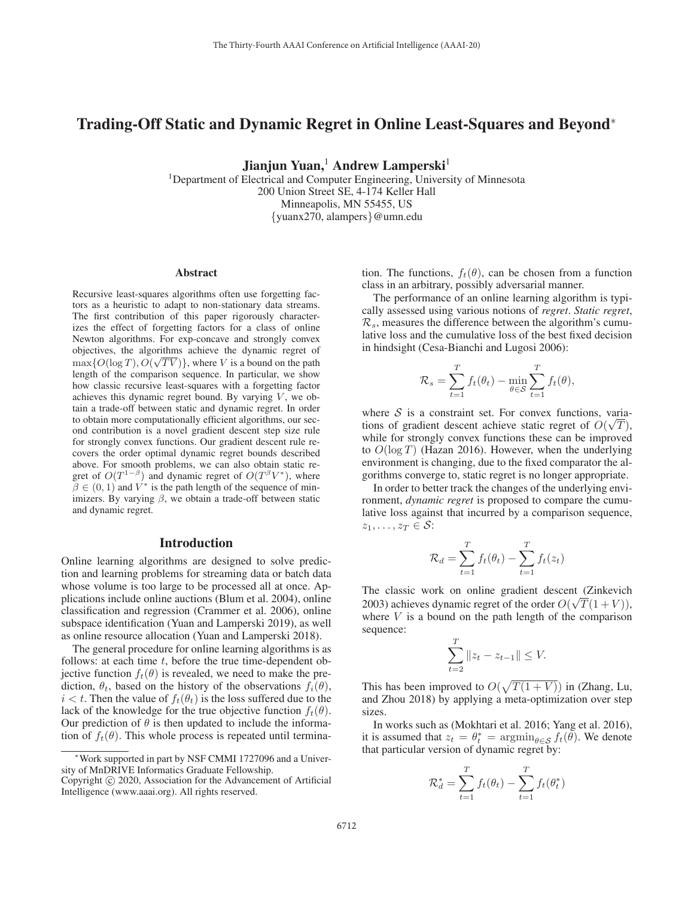# Trading-Off Static and Dynamic Regret in Online Least-Squares and Beyond*

**Jianjun Yuan,[1] Andrew Lamperski[1]**

[1]Department of Electrical and Computer Engineering, University of Minnesota
200 Union Street SE, 4-174 Keller Hall
Minneapolis, MN 55455, US
{yuanx270, alampers}@umn.edu

## Abstract

Recursive least-squares algorithms often use forgetting factors as a heuristic to adapt to non-stationary data streams. The first contribution of this paper rigorously characterizes the effect of forgetting factors for a class of online Newton algorithms. For exp-concave and strongly convex objectives, the algorithms achieve the dynamic regret of $\max\{O(\log T), O(\sqrt{TV})\}$, where $V$ is a bound on the path length of the comparison sequence. In particular, we show how classic recursive least-squares with a forgetting factor achieves this dynamic regret bound. By varying $V$, we obtain a trade-off between static and dynamic regret. In order to obtain more computationally efficient algorithms, our second contribution is a novel gradient descent step size rule for strongly convex functions. Our gradient descent rule recovers the order optimal dynamic regret bounds described above. For smooth problems, we can also obtain static regret of $O(T^{1-\beta})$ and dynamic regret of $O(T^{\beta}V^*)$, where $\beta \in (0, 1)$ and $V^*$ is the path length of the sequence of minimizers. By varying $\beta$, we obtain a trade-off between static and dynamic regret.

## Introduction

Online learning algorithms are designed to solve prediction and learning problems for streaming data or batch data whose volume is too large to be processed all at once. Applications include online auctions (Blum et al. 2004), online classification and regression (Crammer et al. 2006), online subspace identification (Yuan and Lamperski 2019), as well as online resource allocation (Yuan and Lamperski 2018).

The general procedure for online learning algorithms is as follows: at each time $t$, before the true time-dependent objective function $f_t(\theta)$ is revealed, we need to make the prediction, $\theta_t$, based on the history of the observations $f_i(\theta)$, $i < t$. Then the value of $f_t(\theta_t)$ is the loss suffered due to the lack of the knowledge for the true objective function $f_t(\theta)$. Our prediction of $\theta$ is then updated to include the information of $f_t(\theta)$. This whole process is repeated until termination. The functions, $f_t(\theta)$, can be chosen from a function class in an arbitrary, possibly adversarial manner.

The performance of an online learning algorithm is typically assessed using various notions of *regret*. *Static regret*, $\mathcal{R}_s$, measures the difference between the algorithm's cumulative loss and the cumulative loss of the best fixed decision in hindsight (Cesa-Bianchi and Lugosi 2006):

$$\mathcal{R}_s = \sum_{t=1}^{T} f_t(\theta_t) - \min_{\theta \in \mathcal{S}} \sum_{t=1}^{T} f_t(\theta),$$

where $\mathcal{S}$ is a constraint set. For convex functions, variations of gradient descent achieve static regret of $O(\sqrt{T})$, while for strongly convex functions these can be improved to $O(\log T)$ (Hazan 2016). However, when the underlying environment is changing, due to the fixed comparator the algorithms converge to, static regret is no longer appropriate.

In order to better track the changes of the underlying environment, *dynamic regret* is proposed to compare the cumulative loss against that incurred by a comparison sequence, $z_1, \dots, z_T \in \mathcal{S}$:

$$\mathcal{R}_d = \sum_{t=1}^{T} f_t(\theta_t) - \sum_{t=1}^{T} f_t(z_t)$$

The classic work on online gradient descent (Zinkevich 2003) achieves dynamic regret of the order $O(\sqrt{T}(1 + V))$, where $V$ is a bound on the path length of the comparison sequence:

$$\sum_{t=2}^{T} \|z_t - z_{t-1}\| \leq V.$$

This has been improved to $O(\sqrt{T(1 + V)})$ in (Zhang, Lu, and Zhou 2018) by applying a meta-optimization over step sizes.

In works such as (Mokhtari et al. 2016; Yang et al. 2016), it is assumed that $z_t = \theta_t^* = \mathrm{argmin}_{\theta \in \mathcal{S}} f_t(\theta)$. We denote that particular version of dynamic regret by:

$$\mathcal{R}_d^* = \sum_{t=1}^{T} f_t(\theta_t) - \sum_{t=1}^{T} f_t(\theta_t^*)$$

*Work supported in part by NSF CMMI 1727096 and a University of MnDRIVE Informatics Graduate Fellowship.
Copyright © 2020, Association for the Advancement of Artificial Intelligence (www.aaai.org). All rights reserved.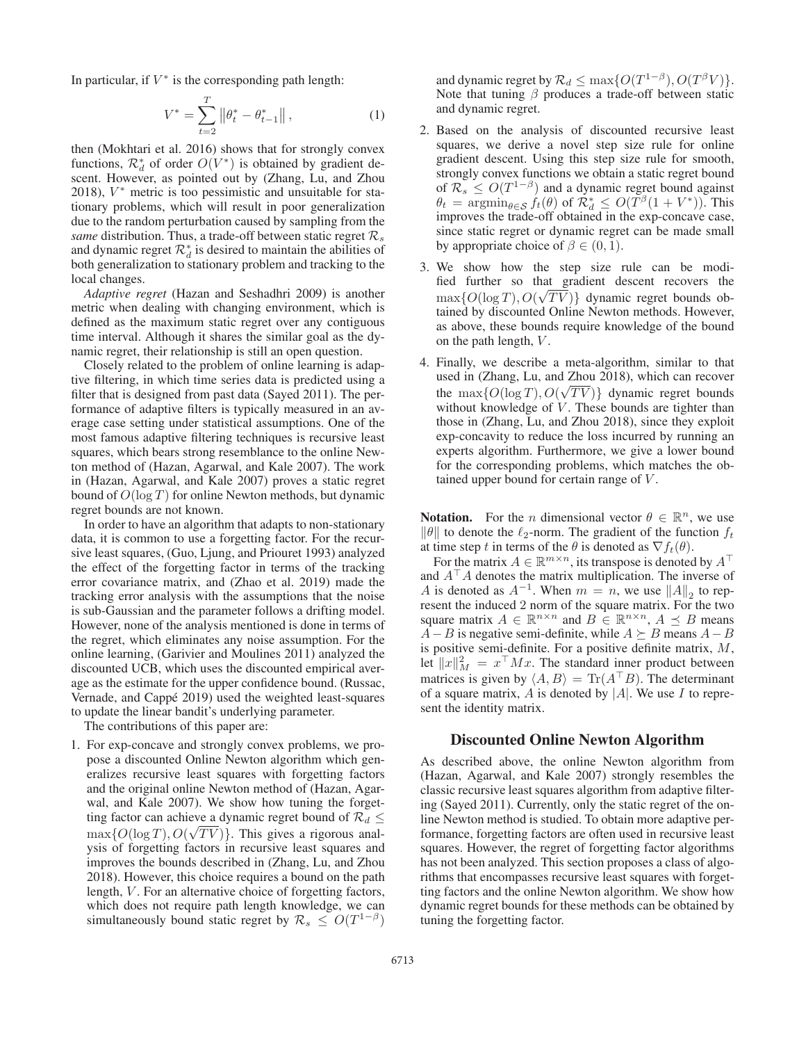In particular, if $V^*$ is the corresponding path length:

$$V^* = \sum_{t=2}^{T} \left\|\theta_t^* - \theta_{t-1}^*\right\|, \tag{1}$$

then (Mokhtari et al. 2016) shows that for strongly convex functions, $\mathcal{R}_d^*$ of order $O(V^*)$ is obtained by gradient descent. However, as pointed out by (Zhang, Lu, and Zhou 2018), $V^*$ metric is too pessimistic and unsuitable for stationary problems, which will result in poor generalization due to the random perturbation caused by sampling from the *same* distribution. Thus, a trade-off between static regret $\mathcal{R}_s$ and dynamic regret $\mathcal{R}_d^*$ is desired to maintain the abilities of both generalization to stationary problem and tracking to the local changes.

*Adaptive regret* (Hazan and Seshadhri 2009) is another metric when dealing with changing environment, which is defined as the maximum static regret over any contiguous time interval. Although it shares the similar goal as the dynamic regret, their relationship is still an open question.

Closely related to the problem of online learning is adaptive filtering, in which time series data is predicted using a filter that is designed from past data (Sayed 2011). The performance of adaptive filters is typically measured in an average case setting under statistical assumptions. One of the most famous adaptive filtering techniques is recursive least squares, which bears strong resemblance to the online Newton method of (Hazan, Agarwal, and Kale 2007). The work in (Hazan, Agarwal, and Kale 2007) proves a static regret bound of $O(\log T)$ for online Newton methods, but dynamic regret bounds are not known.

In order to have an algorithm that adapts to non-stationary data, it is common to use a forgetting factor. For the recursive least squares, (Guo, Ljung, and Priouret 1993) analyzed the effect of the forgetting factor in terms of the tracking error covariance matrix, and (Zhao et al. 2019) made the tracking error analysis with the assumptions that the noise is sub-Gaussian and the parameter follows a drifting model. However, none of the analysis mentioned is done in terms of the regret, which eliminates any noise assumption. For the online learning, (Garivier and Moulines 2011) analyzed the discounted UCB, which uses the discounted empirical average as the estimate for the upper confidence bound. (Russac, Vernade, and Cappé 2019) used the weighted least-squares to update the linear bandit's underlying parameter.

The contributions of this paper are:

1. For exp-concave and strongly convex problems, we propose a discounted Online Newton algorithm which generalizes recursive least squares with forgetting factors and the original online Newton method of (Hazan, Agarwal, and Kale 2007). We show how tuning the forgetting factor can achieve a dynamic regret bound of $\mathcal{R}_d \leq \max\{O(\log T), O(\sqrt{TV})\}$. This gives a rigorous analysis of forgetting factors in recursive least squares and improves the bounds described in (Zhang, Lu, and Zhou 2018). However, this choice requires a bound on the path length, $V$. For an alternative choice of forgetting factors, which does not require path length knowledge, we can simultaneously bound static regret by $\mathcal{R}_s \leq O(T^{1-\beta})$ and dynamic regret by $\mathcal{R}_d \leq \max\{O(T^{1-\beta}), O(T^{\beta}V)\}$. Note that tuning $\beta$ produces a trade-off between static and dynamic regret.
2. Based on the analysis of discounted recursive least squares, we derive a novel step size rule for online gradient descent. Using this step size rule for smooth, strongly convex functions we obtain a static regret bound of $\mathcal{R}_s \leq O(T^{1-\beta})$ and a dynamic regret bound against $\theta_t = \mathrm{argmin}_{\theta\in\mathcal{S}} f_t(\theta)$ of $\mathcal{R}_d^* \leq O(T^{\beta}(1+V^*))$. This improves the trade-off obtained in the exp-concave case, since static regret or dynamic regret can be made small by appropriate choice of $\beta \in (0,1)$.
3. We show how the step size rule can be modified further so that gradient descent recovers the $\max\{O(\log T), O(\sqrt{TV})\}$ dynamic regret bounds obtained by discounted Online Newton methods. However, as above, these bounds require knowledge of the bound on the path length, $V$.
4. Finally, we describe a meta-algorithm, similar to that used in (Zhang, Lu, and Zhou 2018), which can recover the $\max\{O(\log T), O(\sqrt{TV})\}$ dynamic regret bounds without knowledge of $V$. These bounds are tighter than those in (Zhang, Lu, and Zhou 2018), since they exploit exp-concavity to reduce the loss incurred by running an experts algorithm. Furthermore, we give a lower bound for the corresponding problems, which matches the obtained upper bound for certain range of $V$.

**Notation.** For the $n$ dimensional vector $\theta \in \mathbb{R}^n$, we use $\|\theta\|$ to denote the $\ell_2$-norm. The gradient of the function $f_t$ at time step $t$ in terms of the $\theta$ is denoted as $\nabla f_t(\theta)$.

For the matrix $A \in \mathbb{R}^{m\times n}$, its transpose is denoted by $A^\top$ and $A^\top A$ denotes the matrix multiplication. The inverse of $A$ is denoted as $A^{-1}$. When $m = n$, we use $\|A\|_2$ to represent the induced 2 norm of the square matrix. For the two square matrix $A \in \mathbb{R}^{n\times n}$ and $B \in \mathbb{R}^{n\times n}$, $A \preceq B$ means $A - B$ is negative semi-definite, while $A \succeq B$ means $A - B$ is positive semi-definite. For a positive definite matrix, $M$, let $\|x\|_M^2 = x^\top M x$. The standard inner product between matrices is given by $\langle A, B\rangle = \mathrm{Tr}(A^\top B)$. The determinant of a square matrix, $A$ is denoted by $|A|$. We use $I$ to represent the identity matrix.

## Discounted Online Newton Algorithm

As described above, the online Newton algorithm from (Hazan, Agarwal, and Kale 2007) strongly resembles the classic recursive least squares algorithm from adaptive filtering (Sayed 2011). Currently, only the static regret of the online Newton method is studied. To obtain more adaptive performance, forgetting factors are often used in recursive least squares. However, the regret of forgetting factor algorithms has not been analyzed. This section proposes a class of algorithms that encompasses recursive least squares with forgetting factors and the online Newton algorithm. We show how dynamic regret bounds for these methods can be obtained by tuning the forgetting factor.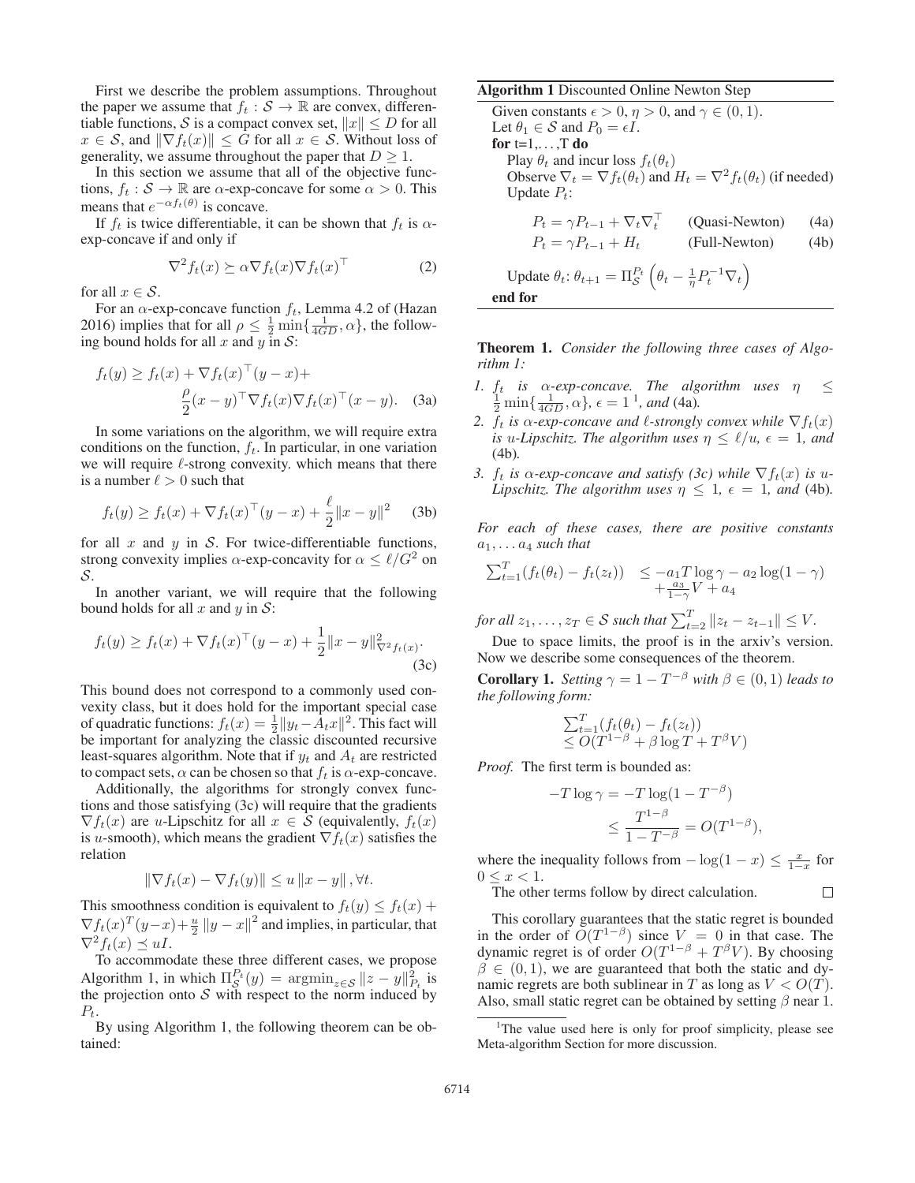First we describe the problem assumptions. Throughout the paper we assume that $f_t : \mathcal{S} \to \mathbb{R}$ are convex, differentiable functions, $\mathcal{S}$ is a compact convex set, $\|x\| \le D$ for all $x \in \mathcal{S}$, and $\|\nabla f_t(x)\| \le G$ for all $x \in \mathcal{S}$. Without loss of generality, we assume throughout the paper that $D \ge 1$.

In this section we assume that all of the objective functions, $f_t : \mathcal{S} \to \mathbb{R}$ are $\alpha$-exp-concave for some $\alpha > 0$. This means that $e^{-\alpha f_t(\theta)}$ is concave.

If $f_t$ is twice differentiable, it can be shown that $f_t$ is $\alpha$-exp-concave if and only if

$$\nabla^2 f_t(x) \succeq \alpha \nabla f_t(x) \nabla f_t(x)^\top \tag{2}$$

for all $x \in \mathcal{S}$.

For an $\alpha$-exp-concave function $f_t$, Lemma 4.2 of (Hazan 2016) implies that for all $\rho \le \frac{1}{2}\min\{\frac{1}{4GD}, \alpha\}$, the following bound holds for all $x$ and $y$ in $\mathcal{S}$:

$$f_t(y) \ge f_t(x) + \nabla f_t(x)^\top (y-x) + \frac{\rho}{2}(x-y)^\top \nabla f_t(x) \nabla f_t(x)^\top (x-y). \tag{3a}$$

In some variations on the algorithm, we will require extra conditions on the function, $f_t$. In particular, in one variation we will require $\ell$-strong convexity. which means that there is a number $\ell > 0$ such that

$$f_t(y) \ge f_t(x) + \nabla f_t(x)^\top (y-x) + \frac{\ell}{2}\|x-y\|^2 \tag{3b}$$

for all $x$ and $y$ in $\mathcal{S}$. For twice-differentiable functions, strong convexity implies $\alpha$-exp-concavity for $\alpha \le \ell/G^2$ on $\mathcal{S}$.

In another variant, we will require that the following bound holds for all $x$ and $y$ in $\mathcal{S}$:

$$f_t(y) \ge f_t(x) + \nabla f_t(x)^\top (y-x) + \frac{1}{2}\|x-y\|^2_{\nabla^2 f_t(x)}. \tag{3c}$$

This bound does not correspond to a commonly used convexity class, but it does hold for the important special case of quadratic functions: $f_t(x) = \frac{1}{2}\|y_t - A_t x\|^2$. This fact will be important for analyzing the classic discounted recursive least-squares algorithm. Note that if $y_t$ and $A_t$ are restricted to compact sets, $\alpha$ can be chosen so that $f_t$ is $\alpha$-exp-concave.

Additionally, the algorithms for strongly convex functions and those satisfying (3c) will require that the gradients $\nabla f_t(x)$ are $u$-Lipschitz for all $x \in \mathcal{S}$ (equivalently, $f_t(x)$ is $u$-smooth), which means the gradient $\nabla f_t(x)$ satisfies the relation

$$\|\nabla f_t(x) - \nabla f_t(y)\| \le u\|x-y\|, \forall t.$$

This smoothness condition is equivalent to $f_t(y) \le f_t(x) + \nabla f_t(x)^T (y-x) + \frac{u}{2}\|y-x\|^2$ and implies, in particular, that $\nabla^2 f_t(x) \preceq uI$.

To accommodate these three different cases, we propose Algorithm 1, in which $\Pi_{\mathcal{S}}^{P_t}(y) = \operatorname{argmin}_{z \in \mathcal{S}} \|z - y\|^2_{P_t}$ is the projection onto $\mathcal{S}$ with respect to the norm induced by $P_t$.

By using Algorithm 1, the following theorem can be obtained:

**Algorithm 1** Discounted Online Newton Step

Given constants $\epsilon > 0$, $\eta > 0$, and $\gamma \in (0,1)$.
Let $\theta_1 \in \mathcal{S}$ and $P_0 = \epsilon I$.
**for** t=1,...,T **do**
  Play $\theta_t$ and incur loss $f_t(\theta_t)$
  Observe $\nabla_t = \nabla f_t(\theta_t)$ and $H_t = \nabla^2 f_t(\theta_t)$ (if needed)
  Update $P_t$:

$$P_t = \gamma P_{t-1} + \nabla_t \nabla_t^\top \quad \text{(Quasi-Newton)} \tag{4a}$$

$$P_t = \gamma P_{t-1} + H_t \quad \text{(Full-Newton)} \tag{4b}$$

  Update $\theta_t$: $\theta_{t+1} = \Pi_{\mathcal{S}}^{P_t}\left(\theta_t - \frac{1}{\eta}P_t^{-1}\nabla_t\right)$
**end for**

**Theorem 1.** *Consider the following three cases of Algorithm 1:*

1. *$f_t$ is $\alpha$-exp-concave. The algorithm uses $\eta \le \frac{1}{2}\min\{\frac{1}{4GD}, \alpha\}$, $\epsilon = 1$*[1]*, and* (4a)*.*
2. *$f_t$ is $\alpha$-exp-concave and $\ell$-strongly convex while $\nabla f_t(x)$ is $u$-Lipschitz. The algorithm uses $\eta \le \ell/u$, $\epsilon = 1$, and* (4b)*.*
3. *$f_t$ is $\alpha$-exp-concave and satisfy (3c) while $\nabla f_t(x)$ is $u$-Lipschitz. The algorithm uses $\eta \le 1$, $\epsilon = 1$, and* (4b)*.*

*For each of these cases, there are positive constants $a_1, \dots a_4$ such that*

$$\sum_{t=1}^T (f_t(\theta_t) - f_t(z_t)) \le -a_1 T \log\gamma - a_2 \log(1-\gamma) + \frac{a_3}{1-\gamma}V + a_4$$

*for all $z_1, \dots, z_T \in \mathcal{S}$ such that $\sum_{t=2}^T \|z_t - z_{t-1}\| \le V$.*

Due to space limits, the proof is in the arxiv's version. Now we describe some consequences of the theorem.

**Corollary 1.** *Setting $\gamma = 1 - T^{-\beta}$ with $\beta \in (0,1)$ leads to the following form:*

$$\sum_{t=1}^T (f_t(\theta_t) - f_t(z_t)) \le O(T^{1-\beta} + \beta \log T + T^\beta V)$$

*Proof.* The first term is bounded as:

$$-T\log\gamma = -T\log(1 - T^{-\beta}) \le \frac{T^{1-\beta}}{1 - T^{-\beta}} = O(T^{1-\beta}),$$

where the inequality follows from $-\log(1-x) \le \frac{x}{1-x}$ for $0 \le x < 1$.

The other terms follow by direct calculation. ∎

This corollary guarantees that the static regret is bounded in the order of $O(T^{1-\beta})$ since $V = 0$ in that case. The dynamic regret is of order $O(T^{1-\beta} + T^\beta V)$. By choosing $\beta \in (0,1)$, we are guaranteed that both the static and dynamic regrets are both sublinear in $T$ as long as $V < O(T)$. Also, small static regret can be obtained by setting $\beta$ near 1.

[1] The value used here is only for proof simplicity, please see Meta-algorithm Section for more discussion.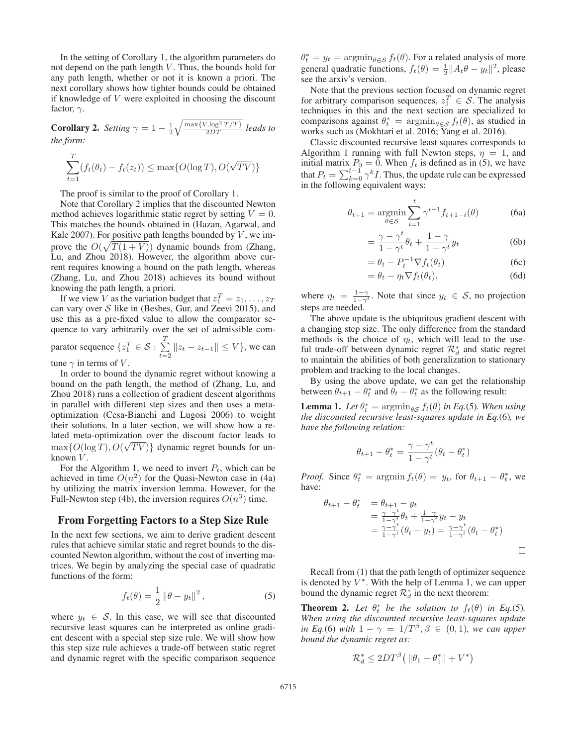In the setting of Corollary 1, the algorithm parameters do not depend on the path length $V$. Thus, the bounds hold for any path length, whether or not it is known a priori. The next corollary shows how tighter bounds could be obtained if knowledge of $V$ were exploited in choosing the discount factor, $\gamma$.

**Corollary 2.** *Setting* $\gamma = 1 - \frac{1}{2}\sqrt{\frac{\max\{V, \log^2 T/T\}}{2DT}}$ *leads to the form:*

$$\sum_{t=1}^{T}(f_t(\theta_t) - f_t(z_t)) \leq \max\{O(\log T), O(\sqrt{TV})\}$$

The proof is similar to the proof of Corollary 1.

Note that Corollary 2 implies that the discounted Newton method achieves logarithmic static regret by setting $V = 0$. This matches the bounds obtained in (Hazan, Agarwal, and Kale 2007). For positive path lengths bounded by $V$, we improve the $O(\sqrt{T(1+V)})$ dynamic bounds from (Zhang, Lu, and Zhou 2018). However, the algorithm above current requires knowing a bound on the path length, whereas (Zhang, Lu, and Zhou 2018) achieves its bound without knowing the path length, a priori.

If we view $V$ as the variation budget that $z_1^T = z_1, \ldots, z_T$ can vary over $\mathcal{S}$ like in (Besbes, Gur, and Zeevi 2015), and use this as a pre-fixed value to allow the comparator sequence to vary arbitrarily over the set of admissible comparator sequence $\{z_1^T \in \mathcal{S} : \sum_{t=2}^{T} \|z_t - z_{t-1}\| \leq V\}$, we can tune $\gamma$ in terms of $V$.

In order to bound the dynamic regret without knowing a bound on the path length, the method of (Zhang, Lu, and Zhou 2018) runs a collection of gradient descent algorithms in parallel with different step sizes and then uses a meta-optimization (Cesa-Bianchi and Lugosi 2006) to weight their solutions. In a later section, we will show how a related meta-optimization over the discount factor leads to $\max\{O(\log T), O(\sqrt{TV})\}$ dynamic regret bounds for unknown $V$.

For the Algorithm 1, we need to invert $P_t$, which can be achieved in time $O(n^2)$ for the Quasi-Newton case in (4a) by utilizing the matrix inversion lemma. However, for the Full-Newton step (4b), the inversion requires $O(n^3)$ time.

## From Forgetting Factors to a Step Size Rule

In the next few sections, we aim to derive gradient descent rules that achieve similar static and regret bounds to the discounted Newton algorithm, without the cost of inverting matrices. We begin by analyzing the special case of quadratic functions of the form:

$$f_t(\theta) = \frac{1}{2}\|\theta - y_t\|^2, \tag{5}$$

where $y_t \in \mathcal{S}$. In this case, we will see that discounted recursive least squares can be interpreted as online gradient descent with a special step size rule. We will show how this step size rule achieves a trade-off between static regret and dynamic regret with the specific comparison sequence $\theta_t^* = y_t = \operatorname{argmin}_{\theta \in \mathcal{S}} f_t(\theta)$. For a related analysis of more general quadratic functions, $f_t(\theta) = \frac{1}{2}\|A_t\theta - y_t\|^2$, please see the arxiv's version.

Note that the previous section focused on dynamic regret for arbitrary comparison sequences, $z_1^T \in \mathcal{S}$. The analysis techniques in this and the next section are specialized to comparisons against $\theta_t^* = \operatorname{argmin}_{\theta \in \mathcal{S}} f_t(\theta)$, as studied in works such as (Mokhtari et al. 2016; Yang et al. 2016).

Classic discounted recursive least squares corresponds to Algorithm 1 running with full Newton steps, $\eta = 1$, and initial matrix $P_0 = 0$. When $f_t$ is defined as in (5), we have that $P_t = \sum_{k=0}^{t-1}\gamma^k I$. Thus, the update rule can be expressed in the following equivalent ways:

$$\theta_{t+1} = \operatorname*{argmin}_{\theta \in \mathcal{S}} \sum_{i=1}^{t} \gamma^{i-1} f_{t+1-i}(\theta) \tag{6a}$$

$$= \frac{\gamma - \gamma^t}{1 - \gamma^t}\theta_t + \frac{1-\gamma}{1-\gamma^t}y_t \tag{6b}$$

$$= \theta_t - P_t^{-1}\nabla f_t(\theta_t) \tag{6c}$$

$$= \theta_t - \eta_t \nabla f_t(\theta_t), \tag{6d}$$

where $\eta_t = \frac{1-\gamma}{1-\gamma^t}$. Note that since $y_t \in \mathcal{S}$, no projection steps are needed.

The above update is the ubiquitous gradient descent with a changing step size. The only difference from the standard methods is the choice of $\eta_t$, which will lead to the useful trade-off between dynamic regret $\mathcal{R}_d^*$ and static regret to maintain the abilities of both generalization to stationary problem and tracking to the local changes.

By using the above update, we can get the relationship between $\theta_{t+1} - \theta_t^*$ and $\theta_t - \theta_t^*$ as the following result:

**Lemma 1.** *Let* $\theta_t^* = \operatorname{argmin}_{\theta \mathcal{S}} f_t(\theta)$ *in Eq.*(5)*. When using the discounted recursive least-squares update in Eq.*(6)*, we have the following relation:*

$$\theta_{t+1} - \theta_t^* = \frac{\gamma - \gamma^t}{1 - \gamma^t}(\theta_t - \theta_t^*)$$

*Proof.* Since $\theta_t^* = \operatorname{argmin} f_t(\theta) = y_t$, for $\theta_{t+1} - \theta_t^*$, we have:

$$\begin{aligned}
\theta_{t+1} - \theta_t^* &= \theta_{t+1} - y_t \\
&= \tfrac{\gamma - \gamma^t}{1-\gamma^t}\theta_t + \tfrac{1-\gamma}{1-\gamma^t}y_t - y_t \\
&= \tfrac{\gamma - \gamma^t}{1-\gamma^t}(\theta_t - y_t) = \tfrac{\gamma - \gamma^t}{1-\gamma^t}(\theta_t - \theta_t^*)
\end{aligned}$$

□

Recall from (1) that the path length of optimizer sequence is denoted by $V^*$. With the help of Lemma 1, we can upper bound the dynamic regret $\mathcal{R}_d^*$ in the next theorem:

**Theorem 2.** *Let* $\theta_t^*$ *be the solution to* $f_t(\theta)$ *in Eq.*(5)*. When using the discounted recursive least-squares update in Eq.*(6) *with* $1 - \gamma = 1/T^\beta, \beta \in (0, 1)$*, we can upper bound the dynamic regret as:*

$$\mathcal{R}_d^* \leq 2DT^\beta\left(\|\theta_1 - \theta_1^*\| + V^*\right)$$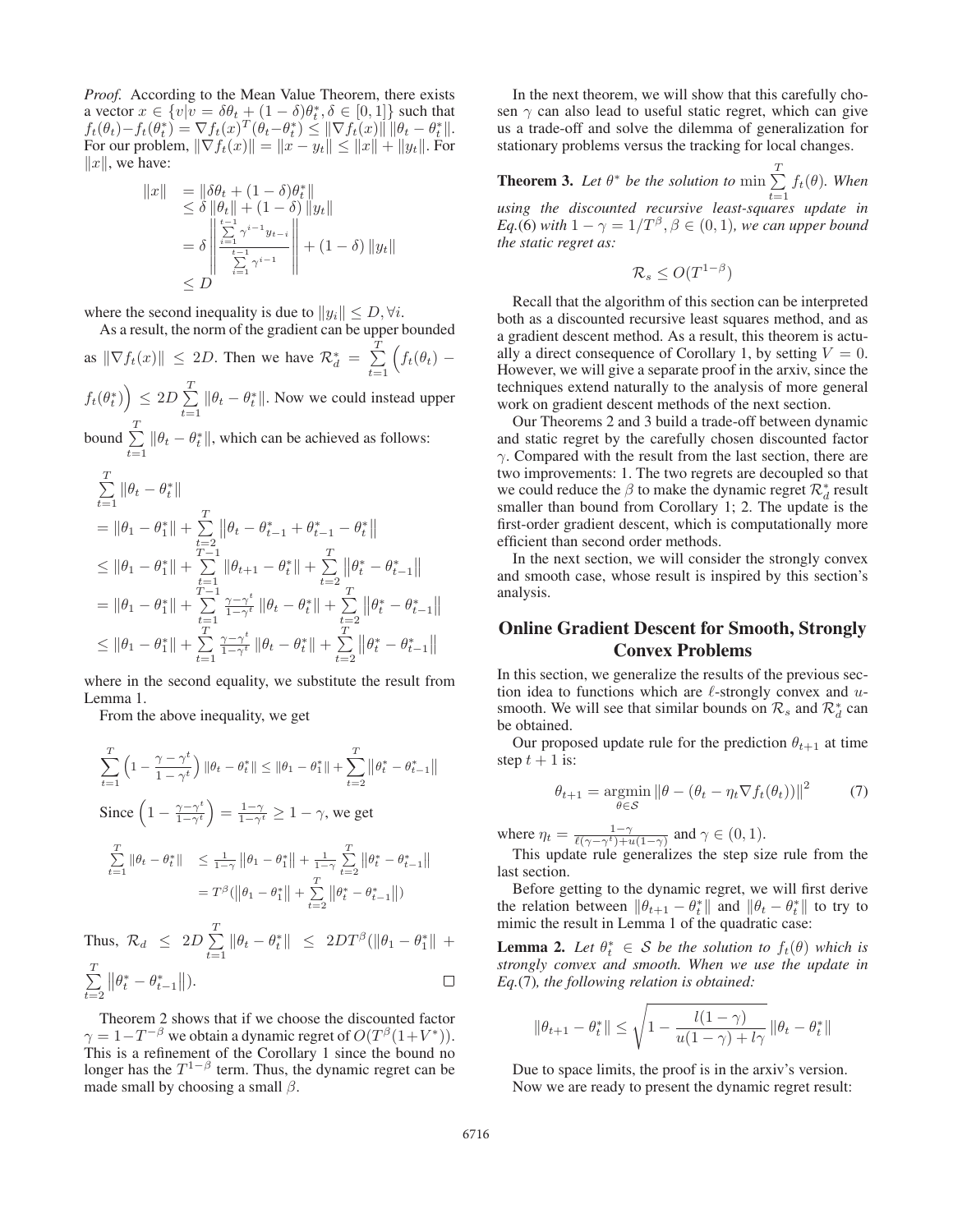*Proof.* According to the Mean Value Theorem, there exists a vector $x \in \{v|v = \delta\theta_t + (1-\delta)\theta_t^*, \delta \in [0,1]\}$ such that $f_t(\theta_t) - f_t(\theta_t^*) = \nabla f_t(x)^T(\theta_t - \theta_t^*) \leq \|\nabla f_t(x)\| \|\theta_t - \theta_t^*\|$. For our problem, $\|\nabla f_t(x)\| = \|x - y_t\| \leq \|x\| + \|y_t\|$. For $\|x\|$, we have:

$$
\begin{aligned}
\|x\| &= \|\delta\theta_t + (1-\delta)\theta_t^*\| \\
&\leq \delta \|\theta_t\| + (1-\delta)\|y_t\| \\
&= \delta \left\| \frac{\sum_{i=1}^{t-1} \gamma^{i-1} y_{t-i}}{\sum_{i=1}^{t-1} \gamma^{i-1}} \right\| + (1-\delta)\|y_t\| \\
&\leq D
\end{aligned}
$$

where the second inequality is due to $\|y_i\| \leq D, \forall i$.

As a result, the norm of the gradient can be upper bounded as $\|\nabla f_t(x)\| \leq 2D$. Then we have $\mathcal{R}_d^* = \sum_{t=1}^{T} \Big(f_t(\theta_t) - f_t(\theta_t^*)\Big) \leq 2D \sum_{t=1}^{T} \|\theta_t - \theta_t^*\|$. Now we could instead upper bound $\sum_{t=1}^{T} \|\theta_t - \theta_t^*\|$, which can be achieved as follows:

$$
\begin{aligned}
&\sum_{t=1}^{T} \|\theta_t - \theta_t^*\| \\
&= \|\theta_1 - \theta_1^*\| + \sum_{t=2}^{T} \left\|\theta_t - \theta_{t-1}^* + \theta_{t-1}^* - \theta_t^*\right\| \\
&\leq \|\theta_1 - \theta_1^*\| + \sum_{t=1}^{T-1} \|\theta_{t+1} - \theta_t^*\| + \sum_{t=2}^{T} \left\|\theta_t^* - \theta_{t-1}^*\right\| \\
&= \|\theta_1 - \theta_1^*\| + \sum_{t=1}^{T-1} \frac{\gamma - \gamma^t}{1-\gamma^t} \|\theta_t - \theta_t^*\| + \sum_{t=2}^{T} \left\|\theta_t^* - \theta_{t-1}^*\right\| \\
&\leq \|\theta_1 - \theta_1^*\| + \sum_{t=1}^{T} \frac{\gamma - \gamma^t}{1-\gamma^t} \|\theta_t - \theta_t^*\| + \sum_{t=2}^{T} \left\|\theta_t^* - \theta_{t-1}^*\right\|
\end{aligned}
$$

where in the second equality, we substitute the result from Lemma 1.

From the above inequality, we get

$$
\sum_{t=1}^{T} \Big(1 - \frac{\gamma - \gamma^t}{1-\gamma^t}\Big) \|\theta_t - \theta_t^*\| \leq \|\theta_1 - \theta_1^*\| + \sum_{t=2}^{T} \left\|\theta_t^* - \theta_{t-1}^*\right\|
$$

Since $\Big(1 - \frac{\gamma-\gamma^t}{1-\gamma^t}\Big) = \frac{1-\gamma}{1-\gamma^t} \geq 1 - \gamma$, we get

$$
\begin{aligned}
\sum_{t=1}^{T} \|\theta_t - \theta_t^*\| &\leq \frac{1}{1-\gamma} \left\|\theta_1 - \theta_1^*\right\| + \frac{1}{1-\gamma} \sum_{t=2}^{T} \left\|\theta_t^* - \theta_{t-1}^*\right\| \\
&= T^\beta(\left\|\theta_1 - \theta_1^*\right\| + \sum_{t=2}^{T} \left\|\theta_t^* - \theta_{t-1}^*\right\|)
\end{aligned}
$$

Thus, $\mathcal{R}_d \leq 2D \sum_{t=1}^{T} \|\theta_t - \theta_t^*\| \leq 2DT^\beta(\|\theta_1 - \theta_1^*\| + \sum_{t=2}^{T} \left\|\theta_t^* - \theta_{t-1}^*\right\|)$. ∎

Theorem 2 shows that if we choose the discounted factor $\gamma = 1 - T^{-\beta}$ we obtain a dynamic regret of $O(T^\beta(1+V^*))$. This is a refinement of the Corollary 1 since the bound no longer has the $T^{1-\beta}$ term. Thus, the dynamic regret can be made small by choosing a small $\beta$.

In the next theorem, we will show that this carefully chosen $\gamma$ can also lead to useful static regret, which can give us a trade-off and solve the dilemma of generalization for stationary problems versus the tracking for local changes.

**Theorem 3.** *Let $\theta^*$ be the solution to $\min \sum_{t=1}^{T} f_t(\theta)$. When using the discounted recursive least-squares update in Eq.*(6) *with $1 - \gamma = 1/T^\beta, \beta \in (0,1)$, we can upper bound the static regret as:*

$$
\mathcal{R}_s \leq O(T^{1-\beta})
$$

Recall that the algorithm of this section can be interpreted both as a discounted recursive least squares method, and as a gradient descent method. As a result, this theorem is actually a direct consequence of Corollary 1, by setting $V = 0$. However, we will give a separate proof in the arxiv, since the techniques extend naturally to the analysis of more general work on gradient descent methods of the next section.

Our Theorems 2 and 3 build a trade-off between dynamic and static regret by the carefully chosen discounted factor $\gamma$. Compared with the result from the last section, there are two improvements: 1. The two regrets are decoupled so that we could reduce the $\beta$ to make the dynamic regret $\mathcal{R}_d^*$ result smaller than bound from Corollary 1; 2. The update is the first-order gradient descent, which is computationally more efficient than second order methods.

In the next section, we will consider the strongly convex and smooth case, whose result is inspired by this section's analysis.

## Online Gradient Descent for Smooth, Strongly Convex Problems

In this section, we generalize the results of the previous section idea to functions which are $\ell$-strongly convex and $u$-smooth. We will see that similar bounds on $\mathcal{R}_s$ and $\mathcal{R}_d^*$ can be obtained.

Our proposed update rule for the prediction $\theta_{t+1}$ at time step $t+1$ is:

$$
\theta_{t+1} = \underset{\theta \in \mathcal{S}}{\operatorname{argmin}} \left\|\theta - (\theta_t - \eta_t \nabla f_t(\theta_t))\right\|^2 \tag{7}
$$

where $\eta_t = \frac{1-\gamma}{\ell(\gamma - \gamma^t) + u(1-\gamma)}$ and $\gamma \in (0,1)$.

This update rule generalizes the step size rule from the last section.

Before getting to the dynamic regret, we will first derive the relation between $\|\theta_{t+1} - \theta_t^*\|$ and $\|\theta_t - \theta_t^*\|$ to try to mimic the result in Lemma 1 of the quadratic case:

**Lemma 2.** *Let $\theta_t^* \in \mathcal{S}$ be the solution to $f_t(\theta)$ which is strongly convex and smooth. When we use the update in Eq.*(7)*, the following relation is obtained:*

$$
\|\theta_{t+1} - \theta_t^*\| \leq \sqrt{1 - \frac{l(1-\gamma)}{u(1-\gamma) + l\gamma}} \|\theta_t - \theta_t^*\|
$$

Due to space limits, the proof is in the arxiv's version.

Now we are ready to present the dynamic regret result: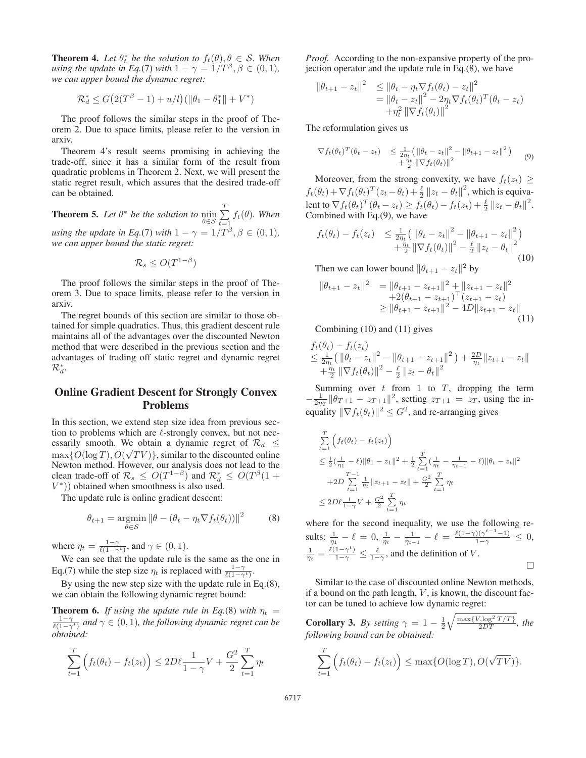**Theorem 4.** *Let $\theta_t^*$ be the solution to $f_t(\theta), \theta \in \mathcal{S}$. When using the update in Eq.*(7) *with $1-\gamma = 1/T^\beta, \beta \in (0,1)$, we can upper bound the dynamic regret:*

$$\mathcal{R}_d^* \leq G\big(2(T^\beta - 1) + u/l\big)(\|\theta_1 - \theta_1^*\| + V^*)$$

The proof follows the similar steps in the proof of Theorem 2. Due to space limits, please refer to the version in arxiv.

Theorem 4's result seems promising in achieving the trade-off, since it has a similar form of the result from quadratic problems in Theorem 2. Next, we will present the static regret result, which assures that the desired trade-off can be obtained.

**Theorem 5.** *Let $\theta^*$ be the solution to $\min_{\theta \in \mathcal{S}} \sum_{t=1}^T f_t(\theta)$. When using the update in Eq.*(7) *with $1-\gamma = 1/T^\beta, \beta \in (0,1)$, we can upper bound the static regret:*

$$\mathcal{R}_s \leq O(T^{1-\beta})$$

The proof follows the similar steps in the proof of Theorem 3. Due to space limits, please refer to the version in arxiv.

The regret bounds of this section are similar to those obtained for simple quadratics. Thus, this gradient descent rule maintains all of the advantages over the discounted Newton method that were described in the previous section and the advantages of trading off static regret and dynamic regret $\mathcal{R}_d^*$.

## Online Gradient Descent for Strongly Convex Problems

In this section, we extend step size idea from previous section to problems which are $\ell$-strongly convex, but not necessarily smooth. We obtain a dynamic regret of $\mathcal{R}_d \leq \max\{O(\log T), O(\sqrt{TV})\}$, similar to the discounted online Newton method. However, our analysis does not lead to the clean trade-off of $\mathcal{R}_s \leq O(T^{1-\beta})$ and $\mathcal{R}_d^* \leq O(T^\beta(1+V^*))$ obtained when smoothness is also used.

The update rule is online gradient descent:

$$\theta_{t+1} = \operatorname*{argmin}_{\theta \in \mathcal{S}} \|\theta - (\theta_t - \eta_t \nabla f_t(\theta_t))\|^2 \tag{8}$$

where $\eta_t = \frac{1-\gamma}{\ell(1-\gamma^t)}$, and $\gamma \in (0,1)$.

We can see that the update rule is the same as the one in Eq.(7) while the step size $\eta_t$ is replaced with $\frac{1-\gamma}{\ell(1-\gamma^t)}$.

By using the new step size with the update rule in Eq.(8), we can obtain the following dynamic regret bound:

**Theorem 6.** *If using the update rule in Eq.*(8) *with $\eta_t = \frac{1-\gamma}{\ell(1-\gamma^t)}$ and $\gamma \in (0,1)$, the following dynamic regret can be obtained:*

$$\sum_{t=1}^T \Big(f_t(\theta_t) - f_t(z_t)\Big) \leq 2D\ell \frac{1}{1-\gamma} V + \frac{G^2}{2}\sum_{t=1}^T \eta_t$$

*Proof.* According to the non-expansive property of the projection operator and the update rule in Eq.(8), we have

$$\begin{aligned}\|\theta_{t+1} - z_t\|^2 &\leq \|\theta_t - \eta_t \nabla f_t(\theta_t) - z_t\|^2 \\ &= \|\theta_t - z_t\|^2 - 2\eta_t \nabla f_t(\theta_t)^T(\theta_t - z_t) \\ &\quad + \eta_t^2 \|\nabla f_t(\theta_t)\|^2\end{aligned}$$

The reformulation gives us

$$\begin{aligned}\nabla f_t(\theta_t)^T(\theta_t - z_t) &\leq \tfrac{1}{2\eta_t}\big(\|\theta_t - z_t\|^2 - \|\theta_{t+1} - z_t\|^2\big) \\ &\quad + \tfrac{\eta_t}{2}\|\nabla f_t(\theta_t)\|^2\end{aligned} \tag{9}$$

Moreover, from the strong convexity, we have $f_t(z_t) \geq f_t(\theta_t) + \nabla f_t(\theta_t)^T(z_t - \theta_t) + \frac{\ell}{2}\|z_t - \theta_t\|^2$, which is equivalent to $\nabla f_t(\theta_t)^T(\theta_t - z_t) \geq f_t(\theta_t) - f_t(z_t) + \frac{\ell}{2}\|z_t - \theta_t\|^2$. Combined with Eq.(9), we have

$$\begin{aligned}f_t(\theta_t) - f_t(z_t) &\leq \tfrac{1}{2\eta_t}\big(\|\theta_t - z_t\|^2 - \|\theta_{t+1} - z_t\|^2\big) \\ &\quad + \tfrac{\eta_t}{2}\|\nabla f_t(\theta_t)\|^2 - \tfrac{\ell}{2}\|z_t - \theta_t\|^2\end{aligned} \tag{10}$$

Then we can lower bound $\|\theta_{t+1} - z_t\|^2$ by

$$\begin{aligned}\|\theta_{t+1} - z_t\|^2 &= \|\theta_{t+1} - z_{t+1}\|^2 + \|z_{t+1} - z_t\|^2 \\ &\quad + 2(\theta_{t+1} - z_{t+1})^\top (z_{t+1} - z_t) \\ &\geq \|\theta_{t+1} - z_{t+1}\|^2 - 4D\|z_{t+1} - z_t\|\end{aligned} \tag{11}$$

Combining (10) and (11) gives

$$\begin{aligned}&f_t(\theta_t) - f_t(z_t) \\ &\leq \tfrac{1}{2\eta_t}\big(\|\theta_t - z_t\|^2 - \|\theta_{t+1} - z_{t+1}\|^2\big) + \tfrac{2D}{\eta_t}\|z_{t+1} - z_t\| \\ &\quad + \tfrac{\eta_t}{2}\|\nabla f_t(\theta_t)\|^2 - \tfrac{\ell}{2}\|z_t - \theta_t\|^2\end{aligned}$$

Summing over $t$ from 1 to $T$, dropping the term $-\frac{1}{2\eta_T}\|\theta_{T+1} - z_{T+1}\|^2$, setting $z_{T+1} = z_T$, using the inequality $\|\nabla f_t(\theta_t)\|^2 \leq G^2$, and re-arranging gives

$$\begin{aligned}&\sum_{t=1}^T \Big(f_t(\theta_t) - f_t(z_t)\Big) \\ &\leq \tfrac{1}{2}(\tfrac{1}{\eta_1} - \ell)\|\theta_1 - z_1\|^2 + \tfrac{1}{2}\sum_{t=1}^T (\tfrac{1}{\eta_t} - \tfrac{1}{\eta_{t-1}} - \ell)\|\theta_t - z_t\|^2 \\ &\quad + 2D\sum_{t=1}^{T-1} \tfrac{1}{\eta_t}\|z_{t+1} - z_t\| + \tfrac{G^2}{2}\sum_{t=1}^T \eta_t \\ &\leq 2D\ell\tfrac{1}{1-\gamma}V + \tfrac{G^2}{2}\sum_{t=1}^T \eta_t\end{aligned}$$

where for the second inequality, we use the following results: $\frac{1}{\eta_1} - \ell = 0$, $\frac{1}{\eta_t} - \frac{1}{\eta_{t-1}} - \ell = \frac{\ell(1-\gamma)(\gamma^{t-1}-1)}{1-\gamma} \leq 0$, $\frac{1}{\eta_t} = \frac{\ell(1-\gamma^t)}{1-\gamma} \leq \frac{\ell}{1-\gamma}$, and the definition of $V$. ∎

Similar to the case of discounted online Newton methods, if a bound on the path length, $V$, is known, the discount factor can be tuned to achieve low dynamic regret:

**Corollary 3.** *By setting $\gamma = 1 - \frac{1}{2}\sqrt{\frac{\max\{V, \log^2 T/T\}}{2DT}}$, the following bound can be obtained:*

$$\sum_{t=1}^T \Big(f_t(\theta_t) - f_t(z_t)\Big) \leq \max\{O(\log T), O(\sqrt{TV})\}.$$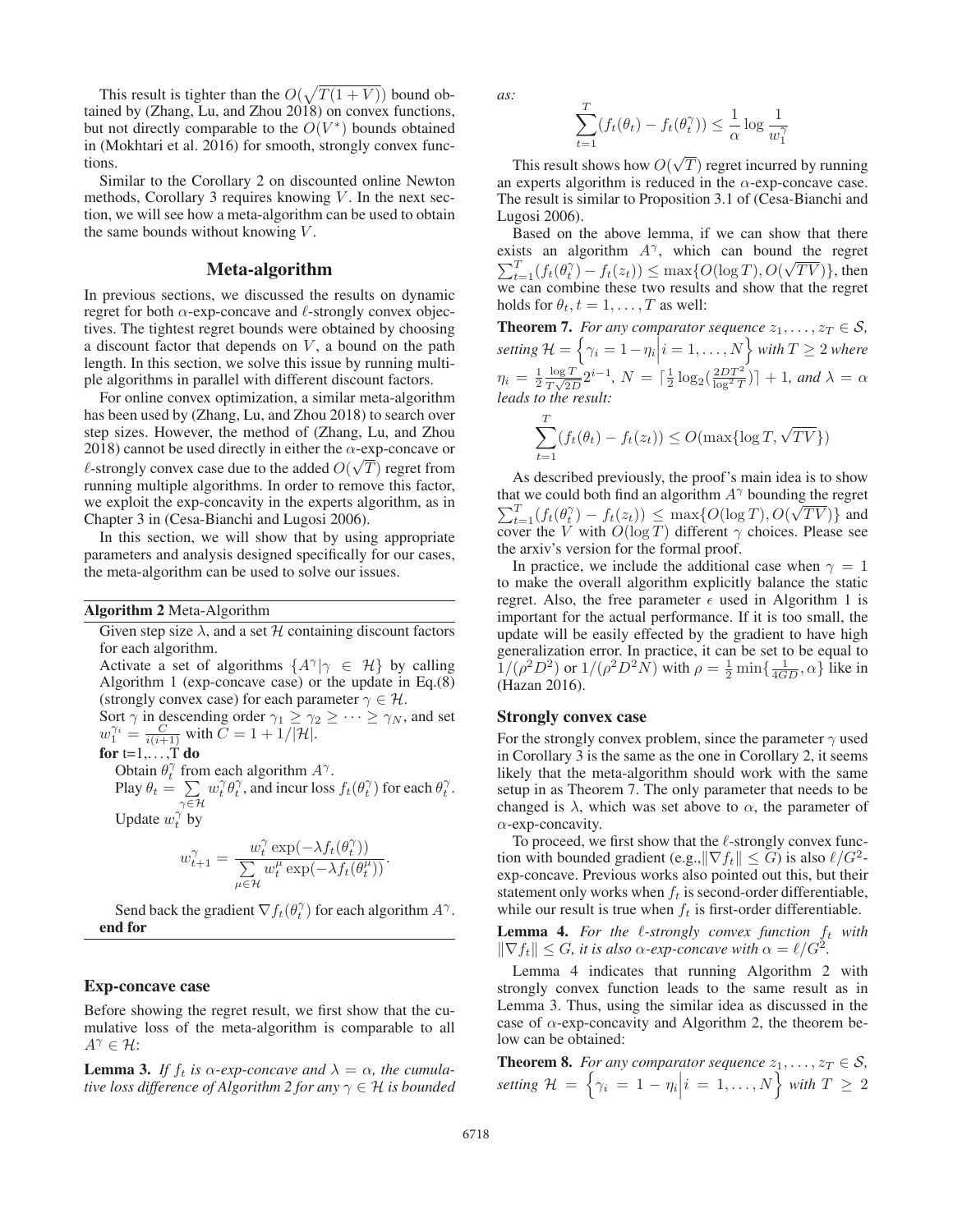This result is tighter than the $O(\sqrt{T(1+V)})$ bound obtained by (Zhang, Lu, and Zhou 2018) on convex functions, but not directly comparable to the $O(V^*)$ bounds obtained in (Mokhtari et al. 2016) for smooth, strongly convex functions.

Similar to the Corollary 2 on discounted online Newton methods, Corollary 3 requires knowing $V$. In the next section, we will see how a meta-algorithm can be used to obtain the same bounds without knowing $V$.

## Meta-algorithm

In previous sections, we discussed the results on dynamic regret for both $\alpha$-exp-concave and $\ell$-strongly convex objectives. The tightest regret bounds were obtained by choosing a discount factor that depends on $V$, a bound on the path length. In this section, we solve this issue by running multiple algorithms in parallel with different discount factors.

For online convex optimization, a similar meta-algorithm has been used by (Zhang, Lu, and Zhou 2018) to search over step sizes. However, the method of (Zhang, Lu, and Zhou 2018) cannot be used directly in either the $\alpha$-exp-concave or $\ell$-strongly convex case due to the added $O(\sqrt{T})$ regret from running multiple algorithms. In order to remove this factor, we exploit the exp-concavity in the experts algorithm, as in Chapter 3 in (Cesa-Bianchi and Lugosi 2006).

In this section, we will show that by using appropriate parameters and analysis designed specifically for our cases, the meta-algorithm can be used to solve our issues.

**Algorithm 2** Meta-Algorithm

Given step size $\lambda$, and a set $\mathcal{H}$ containing discount factors for each algorithm.

Activate a set of algorithms $\{A^\gamma | \gamma \in \mathcal{H}\}$ by calling Algorithm 1 (exp-concave case) or the update in Eq.(8) (strongly convex case) for each parameter $\gamma \in \mathcal{H}$.

Sort $\gamma$ in descending order $\gamma_1 \geq \gamma_2 \geq \cdots \geq \gamma_N$, and set $w_1^{\gamma_i} = \frac{C}{i(i+1)}$ with $C = 1 + 1/|\mathcal{H}|$.

**for** t=1,...,T **do**

  Obtain $\theta_t^\gamma$ from each algorithm $A^\gamma$.

  Play $\theta_t = \sum_{\gamma \in \mathcal{H}} w_t^\gamma \theta_t^\gamma$, and incur loss $f_t(\theta_t^\gamma)$ for each $\theta_t^\gamma$.

  Update $w_t^\gamma$ by

$$w_{t+1}^\gamma = \frac{w_t^\gamma \exp(-\lambda f_t(\theta_t^\gamma))}{\sum_{\mu \in \mathcal{H}} w_t^\mu \exp(-\lambda f_t(\theta_t^\mu))}.$$

  Send back the gradient $\nabla f_t(\theta_t^\gamma)$ for each algorithm $A^\gamma$.

**end for**

### Exp-concave case

Before showing the regret result, we first show that the cumulative loss of the meta-algorithm is comparable to all $A^\gamma \in \mathcal{H}$:

**Lemma 3.** *If $f_t$ is $\alpha$-exp-concave and $\lambda = \alpha$, the cumulative loss difference of Algorithm 2 for any $\gamma \in \mathcal{H}$ is bounded as:*

$$\sum_{t=1}^{T} (f_t(\theta_t) - f_t(\theta_t^\gamma)) \leq \frac{1}{\alpha} \log \frac{1}{w_1^\gamma}$$

This result shows how $O(\sqrt{T})$ regret incurred by running an experts algorithm is reduced in the $\alpha$-exp-concave case. The result is similar to Proposition 3.1 of (Cesa-Bianchi and Lugosi 2006).

Based on the above lemma, if we can show that there exists an algorithm $A^\gamma$, which can bound the regret $\sum_{t=1}^{T}(f_t(\theta_t^\gamma) - f_t(z_t)) \leq \max\{O(\log T), O(\sqrt{TV})\}$, then we can combine these two results and show that the regret holds for $\theta_t, t = 1, \ldots, T$ as well:

**Theorem 7.** *For any comparator sequence $z_1, \ldots, z_T \in \mathcal{S}$, setting $\mathcal{H} = \left\{ \gamma_i = 1 - \eta_i \middle| i = 1, \ldots, N \right\}$ with $T \geq 2$ where $\eta_i = \frac{1}{2} \frac{\log T}{T\sqrt{2D}} 2^{i-1}$, $N = \lceil \frac{1}{2} \log_2(\frac{2DT^2}{\log^2 T}) \rceil + 1$, and $\lambda = \alpha$ leads to the result:*

$$\sum_{t=1}^{T} (f_t(\theta_t) - f_t(z_t)) \leq O(\max\{\log T, \sqrt{TV}\})$$

As described previously, the proof's main idea is to show that we could both find an algorithm $A^\gamma$ bounding the regret $\sum_{t=1}^{T}(f_t(\theta_t^\gamma) - f_t(z_t)) \leq \max\{O(\log T), O(\sqrt{TV})\}$ and cover the $V$ with $O(\log T)$ different $\gamma$ choices. Please see the arxiv's version for the formal proof.

In practice, we include the additional case when $\gamma = 1$ to make the overall algorithm explicitly balance the static regret. Also, the free parameter $\epsilon$ used in Algorithm 1 is important for the actual performance. If it is too small, the update will be easily effected by the gradient to have high generalization error. In practice, it can be set to be equal to $1/(\rho^2 D^2)$ or $1/(\rho^2 D^2 N)$ with $\rho = \frac{1}{2} \min\{\frac{1}{4GD}, \alpha\}$ like in (Hazan 2016).

### Strongly convex case

For the strongly convex problem, since the parameter $\gamma$ used in Corollary 3 is the same as the one in Corollary 2, it seems likely that the meta-algorithm should work with the same setup in as Theorem 7. The only parameter that needs to be changed is $\lambda$, which was set above to $\alpha$, the parameter of $\alpha$-exp-concavity.

To proceed, we first show that the $\ell$-strongly convex function with bounded gradient (e.g.,$\|\nabla f_t\| \leq G$) is also $\ell/G^2$-exp-concave. Previous works also pointed out this, but their statement only works when $f_t$ is second-order differentiable, while our result is true when $f_t$ is first-order differentiable.

**Lemma 4.** *For the $\ell$-strongly convex function $f_t$ with $\|\nabla f_t\| \leq G$, it is also $\alpha$-exp-concave with $\alpha = \ell/G^2$.*

Lemma 4 indicates that running Algorithm 2 with strongly convex function leads to the same result as in Lemma 3. Thus, using the similar idea as discussed in the case of $\alpha$-exp-concavity and Algorithm 2, the theorem below can be obtained:

**Theorem 8.** *For any comparator sequence $z_1, \ldots, z_T \in \mathcal{S}$, setting $\mathcal{H} = \left\{ \gamma_i = 1 - \eta_i \middle| i = 1, \ldots, N \right\}$ with $T \geq 2$*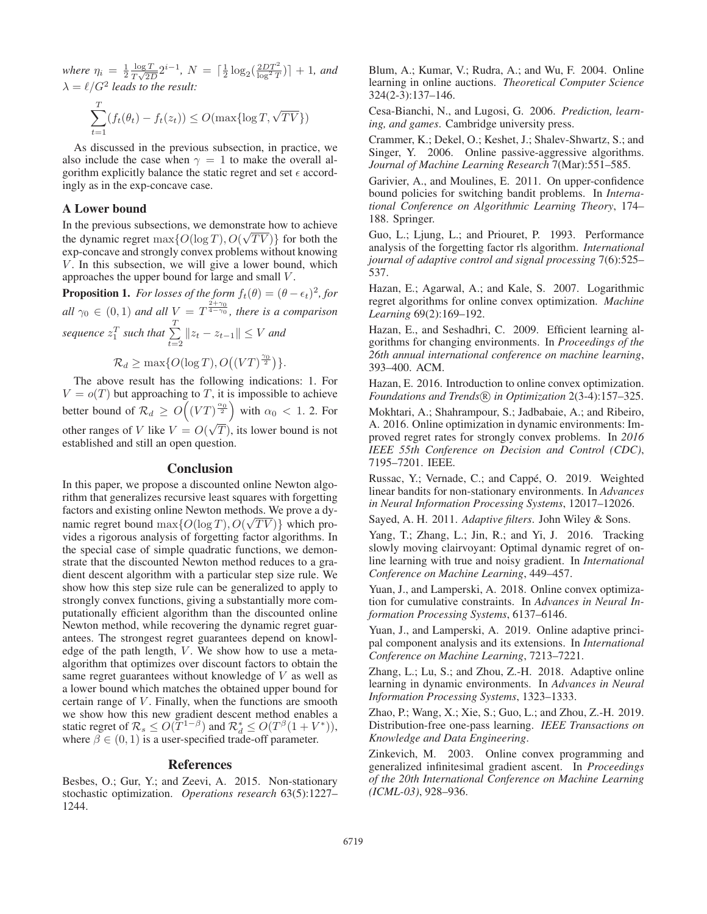*where* $\eta_i = \frac{1}{2}\frac{\log T}{T\sqrt{2D}}2^{i-1}$*,* $N = \lceil \frac{1}{2}\log_2(\frac{2DT^2}{\log^2 T})\rceil + 1$*, and* $\lambda = \ell/G^2$ *leads to the result:*

$$\sum_{t=1}^{T}(f_t(\theta_t) - f_t(z_t)) \leq O(\max\{\log T, \sqrt{TV}\})$$

As discussed in the previous subsection, in practice, we also include the case when $\gamma = 1$ to make the overall algorithm explicitly balance the static regret and set $\epsilon$ accordingly as in the exp-concave case.

## A Lower bound

In the previous subsections, we demonstrate how to achieve the dynamic regret $\max\{O(\log T), O(\sqrt{TV})\}$ for both the exp-concave and strongly convex problems without knowing $V$. In this subsection, we will give a lower bound, which approaches the upper bound for large and small $V$.

**Proposition 1.** *For losses of the form* $f_t(\theta) = (\theta - \epsilon_t)^2$*, for all* $\gamma_0 \in (0, 1)$ *and all* $V = T^{\frac{2+\gamma_0}{4-\gamma_0}}$*, there is a comparison sequence* $z_1^T$ *such that* $\sum_{t=2}^{T}\|z_t - z_{t-1}\| \leq V$ *and*

$$\mathcal{R}_d \geq \max\{O(\log T), O\big((VT)^{\frac{\gamma_0}{2}}\big)\}.$$

The above result has the following indications: 1. For $V = o(T)$ but approaching to $T$, it is impossible to achieve better bound of $\mathcal{R}_d \geq O\Big((VT)^{\frac{\alpha_0}{2}}\Big)$ with $\alpha_0 < 1$. 2. For other ranges of $V$ like $V = O(\sqrt{T})$, its lower bound is not established and still an open question.

# Conclusion

In this paper, we propose a discounted online Newton algorithm that generalizes recursive least squares with forgetting factors and existing online Newton methods. We prove a dynamic regret bound $\max\{O(\log T), O(\sqrt{TV})\}$ which provides a rigorous analysis of forgetting factor algorithms. In the special case of simple quadratic functions, we demonstrate that the discounted Newton method reduces to a gradient descent algorithm with a particular step size rule. We show how this step size rule can be generalized to apply to strongly convex functions, giving a substantially more computationally efficient algorithm than the discounted online Newton method, while recovering the dynamic regret guarantees. The strongest regret guarantees depend on knowledge of the path length, $V$. We show how to use a meta-algorithm that optimizes over discount factors to obtain the same regret guarantees without knowledge of $V$ as well as a lower bound which matches the obtained upper bound for certain range of $V$. Finally, when the functions are smooth we show how this new gradient descent method enables a static regret of $\mathcal{R}_s \leq O(T^{1-\beta})$ and $\mathcal{R}_d^* \leq O(T^{\beta}(1 + V^*))$, where $\beta \in (0, 1)$ is a user-specified trade-off parameter.

# References

Besbes, O.; Gur, Y.; and Zeevi, A. 2015. Non-stationary stochastic optimization. *Operations research* 63(5):1227–1244.

Blum, A.; Kumar, V.; Rudra, A.; and Wu, F. 2004. Online learning in online auctions. *Theoretical Computer Science* 324(2-3):137–146.

Cesa-Bianchi, N., and Lugosi, G. 2006. *Prediction, learning, and games*. Cambridge university press.

Crammer, K.; Dekel, O.; Keshet, J.; Shalev-Shwartz, S.; and Singer, Y. 2006. Online passive-aggressive algorithms. *Journal of Machine Learning Research* 7(Mar):551–585.

Garivier, A., and Moulines, E. 2011. On upper-confidence bound policies for switching bandit problems. In *International Conference on Algorithmic Learning Theory*, 174–188. Springer.

Guo, L.; Ljung, L.; and Priouret, P. 1993. Performance analysis of the forgetting factor rls algorithm. *International journal of adaptive control and signal processing* 7(6):525–537.

Hazan, E.; Agarwal, A.; and Kale, S. 2007. Logarithmic regret algorithms for online convex optimization. *Machine Learning* 69(2):169–192.

Hazan, E., and Seshadhri, C. 2009. Efficient learning algorithms for changing environments. In *Proceedings of the 26th annual international conference on machine learning*, 393–400. ACM.

Hazan, E. 2016. Introduction to online convex optimization. *Foundations and Trends® in Optimization* 2(3-4):157–325.

Mokhtari, A.; Shahrampour, S.; Jadbabaie, A.; and Ribeiro, A. 2016. Online optimization in dynamic environments: Improved regret rates for strongly convex problems. In *2016 IEEE 55th Conference on Decision and Control (CDC)*, 7195–7201. IEEE.

Russac, Y.; Vernade, C.; and Cappé, O. 2019. Weighted linear bandits for non-stationary environments. In *Advances in Neural Information Processing Systems*, 12017–12026.

Sayed, A. H. 2011. *Adaptive filters*. John Wiley & Sons.

Yang, T.; Zhang, L.; Jin, R.; and Yi, J. 2016. Tracking slowly moving clairvoyant: Optimal dynamic regret of online learning with true and noisy gradient. In *International Conference on Machine Learning*, 449–457.

Yuan, J., and Lamperski, A. 2018. Online convex optimization for cumulative constraints. In *Advances in Neural Information Processing Systems*, 6137–6146.

Yuan, J., and Lamperski, A. 2019. Online adaptive principal component analysis and its extensions. In *International Conference on Machine Learning*, 7213–7221.

Zhang, L.; Lu, S.; and Zhou, Z.-H. 2018. Adaptive online learning in dynamic environments. In *Advances in Neural Information Processing Systems*, 1323–1333.

Zhao, P.; Wang, X.; Xie, S.; Guo, L.; and Zhou, Z.-H. 2019. Distribution-free one-pass learning. *IEEE Transactions on Knowledge and Data Engineering*.

Zinkevich, M. 2003. Online convex programming and generalized infinitesimal gradient ascent. In *Proceedings of the 20th International Conference on Machine Learning (ICML-03)*, 928–936.